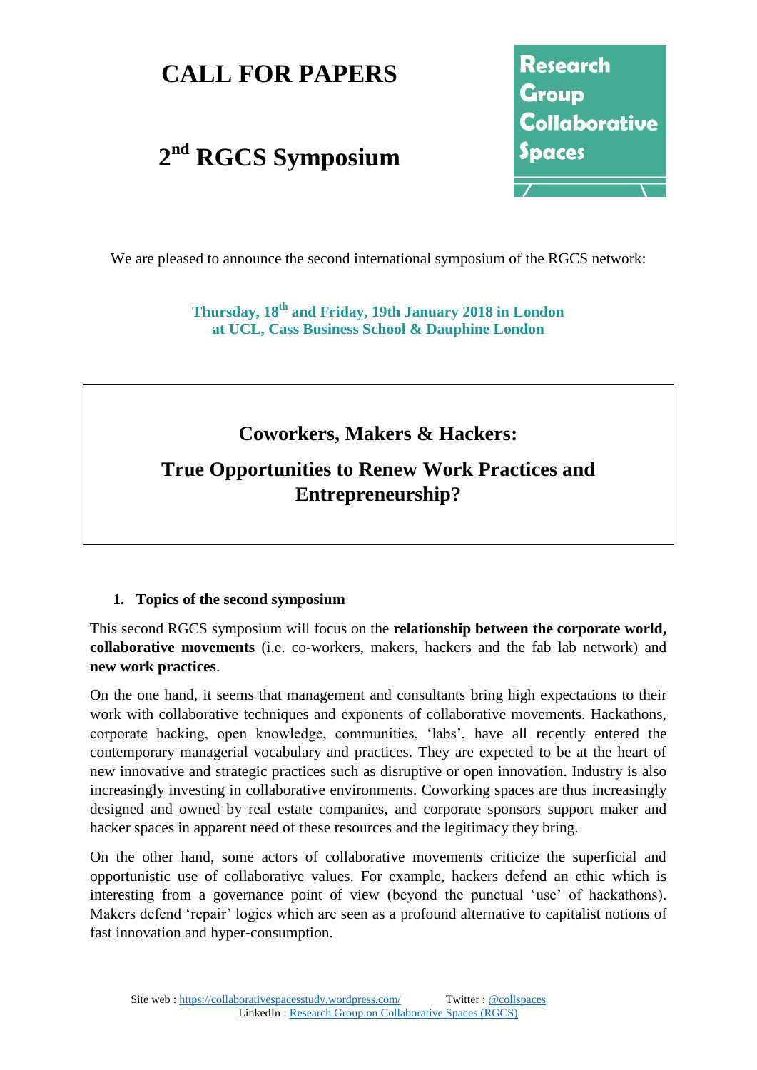# CALL FOR PAPERS

# 2nd RGCS Symposium

Research Group Collaborative Spaces

We are pleased to announce the second international symposium of the RGCS network:

**Thursday, 18th and Friday, 19th January 2018 in London**
**at UCL, Cass Business School & Dauphine London**

## Coworkers, Makers & Hackers:

## True Opportunities to Renew Work Practices and Entrepreneurship?

### 1. Topics of the second symposium

This second RGCS symposium will focus on the **relationship between the corporate world, collaborative movements** (i.e. co-workers, makers, hackers and the fab lab network) and **new work practices**.

On the one hand, it seems that management and consultants bring high expectations to their work with collaborative techniques and exponents of collaborative movements. Hackathons, corporate hacking, open knowledge, communities, 'labs', have all recently entered the contemporary managerial vocabulary and practices. They are expected to be at the heart of new innovative and strategic practices such as disruptive or open innovation. Industry is also increasingly investing in collaborative environments. Coworking spaces are thus increasingly designed and owned by real estate companies, and corporate sponsors support maker and hacker spaces in apparent need of these resources and the legitimacy they bring.

On the other hand, some actors of collaborative movements criticize the superficial and opportunistic use of collaborative values. For example, hackers defend an ethic which is interesting from a governance point of view (beyond the punctual 'use' of hackathons). Makers defend 'repair' logics which are seen as a profound alternative to capitalist notions of fast innovation and hyper-consumption.

Site web : https://collaborativespacesstudy.wordpress.com/ Twitter : @collspaces
LinkedIn : Research Group on Collaborative Spaces (RGCS)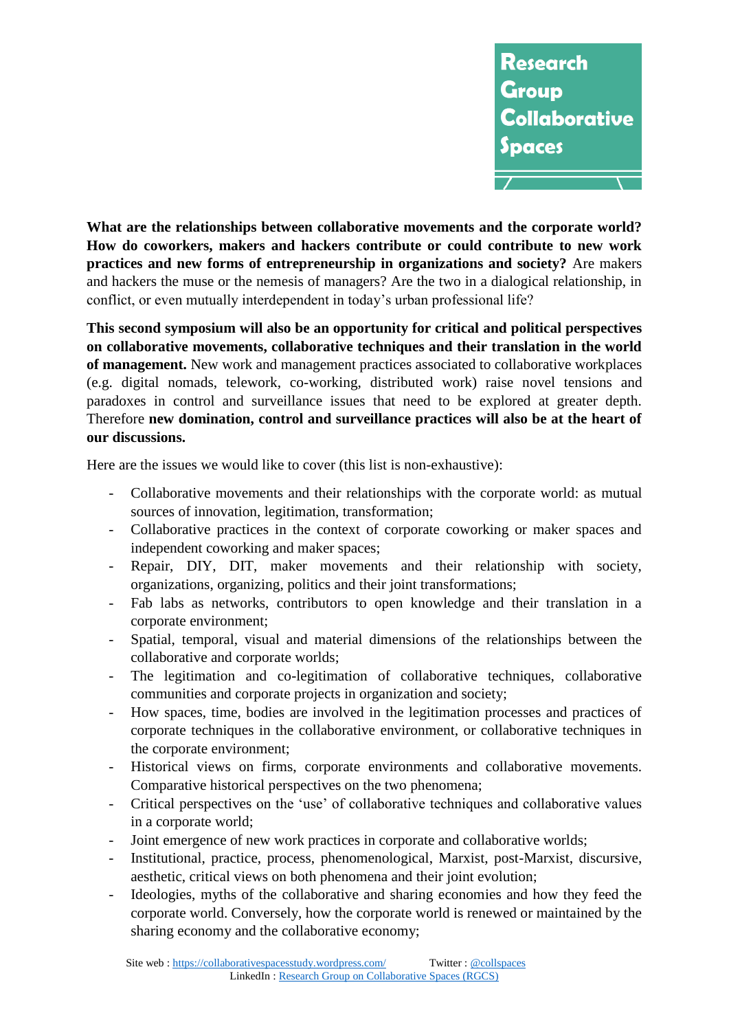**What are the relationships between collaborative movements and the corporate world? How do coworkers, makers and hackers contribute or could contribute to new work practices and new forms of entrepreneurship in organizations and society?** Are makers and hackers the muse or the nemesis of managers? Are the two in a dialogical relationship, in conflict, or even mutually interdependent in today's urban professional life?

**This second symposium will also be an opportunity for critical and political perspectives on collaborative movements, collaborative techniques and their translation in the world of management.** New work and management practices associated to collaborative workplaces (e.g. digital nomads, telework, co-working, distributed work) raise novel tensions and paradoxes in control and surveillance issues that need to be explored at greater depth. Therefore **new domination, control and surveillance practices will also be at the heart of our discussions.**

Here are the issues we would like to cover (this list is non-exhaustive):

- Collaborative movements and their relationships with the corporate world: as mutual sources of innovation, legitimation, transformation;
- Collaborative practices in the context of corporate coworking or maker spaces and independent coworking and maker spaces;
- Repair, DIY, DIT, maker movements and their relationship with society, organizations, organizing, politics and their joint transformations;
- Fab labs as networks, contributors to open knowledge and their translation in a corporate environment;
- Spatial, temporal, visual and material dimensions of the relationships between the collaborative and corporate worlds;
- The legitimation and co-legitimation of collaborative techniques, collaborative communities and corporate projects in organization and society;
- How spaces, time, bodies are involved in the legitimation processes and practices of corporate techniques in the collaborative environment, or collaborative techniques in the corporate environment;
- Historical views on firms, corporate environments and collaborative movements. Comparative historical perspectives on the two phenomena;
- Critical perspectives on the 'use' of collaborative techniques and collaborative values in a corporate world;
- Joint emergence of new work practices in corporate and collaborative worlds;
- Institutional, practice, process, phenomenological, Marxist, post-Marxist, discursive, aesthetic, critical views on both phenomena and their joint evolution;
- Ideologies, myths of the collaborative and sharing economies and how they feed the corporate world. Conversely, how the corporate world is renewed or maintained by the sharing economy and the collaborative economy;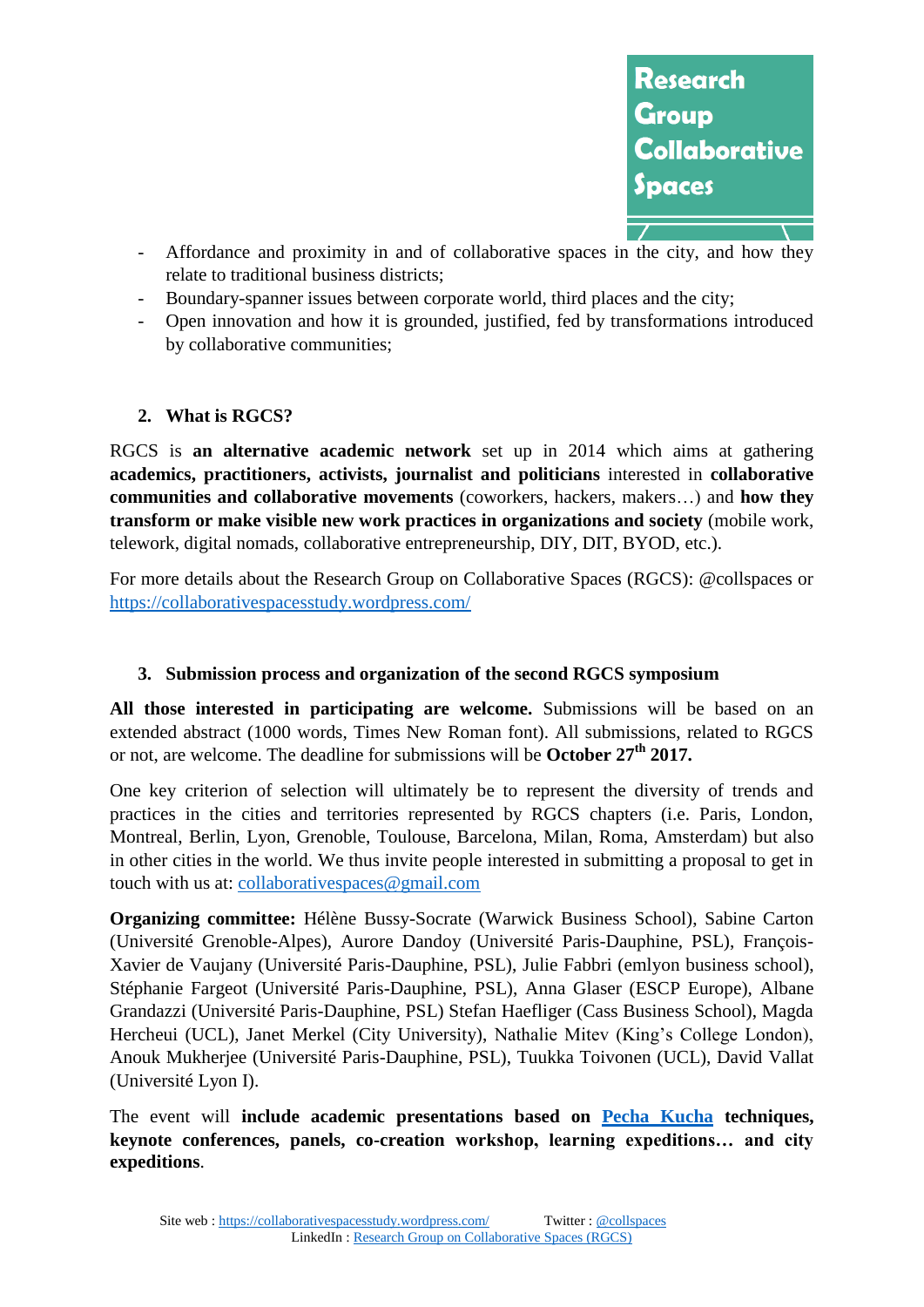- Affordance and proximity in and of collaborative spaces in the city, and how they relate to traditional business districts;
- Boundary-spanner issues between corporate world, third places and the city;
- Open innovation and how it is grounded, justified, fed by transformations introduced by collaborative communities;

## 2. What is RGCS?

RGCS is **an alternative academic network** set up in 2014 which aims at gathering **academics, practitioners, activists, journalist and politicians** interested in **collaborative communities and collaborative movements** (coworkers, hackers, makers…) and **how they transform or make visible new work practices in organizations and society** (mobile work, telework, digital nomads, collaborative entrepreneurship, DIY, DIT, BYOD, etc.).

For more details about the Research Group on Collaborative Spaces (RGCS): @collspaces or [https://collaborativespacesstudy.wordpress.com/](https://collaborativespacesstudy.wordpress.com/)

## 3. Submission process and organization of the second RGCS symposium

**All those interested in participating are welcome.** Submissions will be based on an extended abstract (1000 words, Times New Roman font). All submissions, related to RGCS or not, are welcome. The deadline for submissions will be **October 27th 2017.**

One key criterion of selection will ultimately be to represent the diversity of trends and practices in the cities and territories represented by RGCS chapters (i.e. Paris, London, Montreal, Berlin, Lyon, Grenoble, Toulouse, Barcelona, Milan, Roma, Amsterdam) but also in other cities in the world. We thus invite people interested in submitting a proposal to get in touch with us at: collaborativespaces@gmail.com

**Organizing committee:** Hélène Bussy-Socrate (Warwick Business School), Sabine Carton (Université Grenoble-Alpes), Aurore Dandoy (Université Paris-Dauphine, PSL), François-Xavier de Vaujany (Université Paris-Dauphine, PSL), Julie Fabbri (emlyon business school), Stéphanie Fargeot (Université Paris-Dauphine, PSL), Anna Glaser (ESCP Europe), Albane Grandazzi (Université Paris-Dauphine, PSL) Stefan Haefliger (Cass Business School), Magda Hercheui (UCL), Janet Merkel (City University), Nathalie Mitev (King's College London), Anouk Mukherjee (Université Paris-Dauphine, PSL), Tuukka Toivonen (UCL), David Vallat (Université Lyon I).

The event will **include academic presentations based on [Pecha Kucha](#) techniques, keynote conferences, panels, co-creation workshop, learning expeditions… and city expeditions**.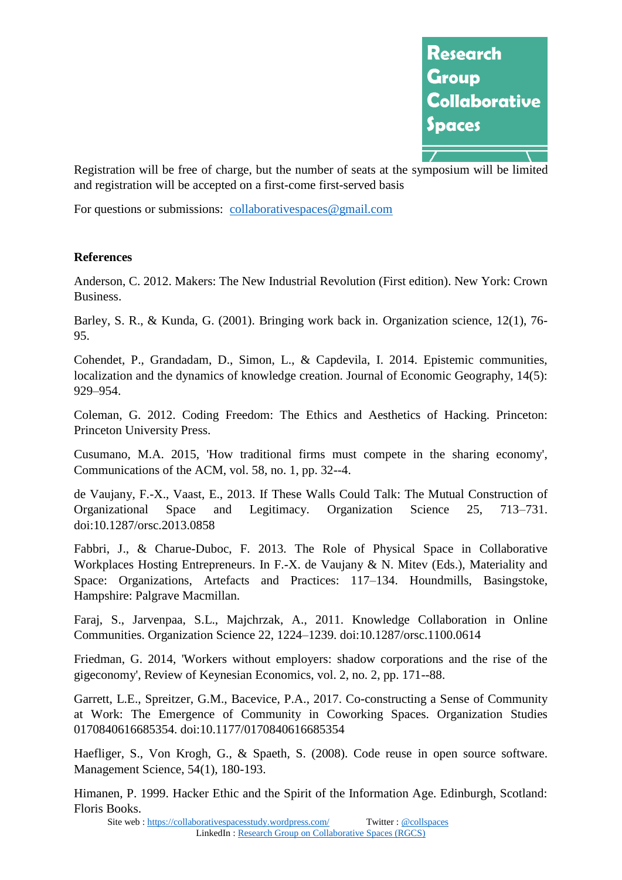Registration will be free of charge, but the number of seats at the symposium will be limited and registration will be accepted on a first-come first-served basis

For questions or submissions: collaborativespaces@gmail.com

**References**

Anderson, C. 2012. Makers: The New Industrial Revolution (First edition). New York: Crown Business.

Barley, S. R., & Kunda, G. (2001). Bringing work back in. Organization science, 12(1), 76-95.

Cohendet, P., Grandadam, D., Simon, L., & Capdevila, I. 2014. Epistemic communities, localization and the dynamics of knowledge creation. Journal of Economic Geography, 14(5): 929–954.

Coleman, G. 2012. Coding Freedom: The Ethics and Aesthetics of Hacking. Princeton: Princeton University Press.

Cusumano, M.A. 2015, 'How traditional firms must compete in the sharing economy', Communications of the ACM, vol. 58, no. 1, pp. 32--4.

de Vaujany, F.-X., Vaast, E., 2013. If These Walls Could Talk: The Mutual Construction of Organizational Space and Legitimacy. Organization Science 25, 713–731. doi:10.1287/orsc.2013.0858

Fabbri, J., & Charue-Duboc, F. 2013. The Role of Physical Space in Collaborative Workplaces Hosting Entrepreneurs. In F.-X. de Vaujany & N. Mitev (Eds.), Materiality and Space: Organizations, Artefacts and Practices: 117–134. Houndmills, Basingstoke, Hampshire: Palgrave Macmillan.

Faraj, S., Jarvenpaa, S.L., Majchrzak, A., 2011. Knowledge Collaboration in Online Communities. Organization Science 22, 1224–1239. doi:10.1287/orsc.1100.0614

Friedman, G. 2014, 'Workers without employers: shadow corporations and the rise of the gigeconomy', Review of Keynesian Economics, vol. 2, no. 2, pp. 171--88.

Garrett, L.E., Spreitzer, G.M., Bacevice, P.A., 2017. Co-constructing a Sense of Community at Work: The Emergence of Community in Coworking Spaces. Organization Studies 0170840616685354. doi:10.1177/0170840616685354

Haefliger, S., Von Krogh, G., & Spaeth, S. (2008). Code reuse in open source software. Management Science, 54(1), 180-193.

Himanen, P. 1999. Hacker Ethic and the Spirit of the Information Age. Edinburgh, Scotland: Floris Books.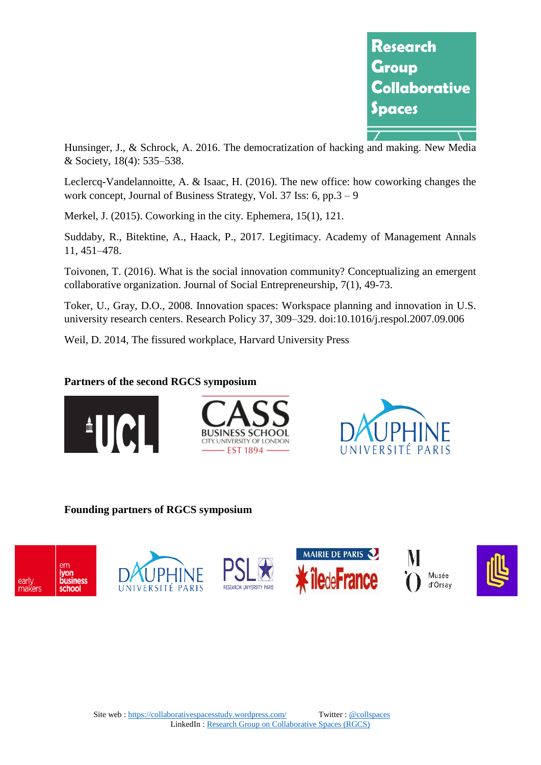Hunsinger, J., & Schrock, A. 2016. The democratization of hacking and making. New Media & Society, 18(4): 535–538.

Leclercq-Vandelannoitte, A. & Isaac, H. (2016). The new office: how coworking changes the work concept, Journal of Business Strategy, Vol. 37 Iss: 6, pp.3 – 9

Merkel, J. (2015). Coworking in the city. Ephemera, 15(1), 121.

Suddaby, R., Bitektine, A., Haack, P., 2017. Legitimacy. Academy of Management Annals 11, 451–478.

Toivonen, T. (2016). What is the social innovation community? Conceptualizing an emergent collaborative organization. Journal of Social Entrepreneurship, 7(1), 49-73.

Toker, U., Gray, D.O., 2008. Innovation spaces: Workspace planning and innovation in U.S. university research centers. Research Policy 37, 309–329. doi:10.1016/j.respol.2007.09.006

Weil, D. 2014, The fissured workplace, Harvard University Press

**Partners of the second RGCS symposium**

**Founding partners of RGCS symposium**

Site web : https://collaborativespacesstudy.wordpress.com/ Twitter : @collspaces
LinkedIn : Research Group on Collaborative Spaces (RGCS)